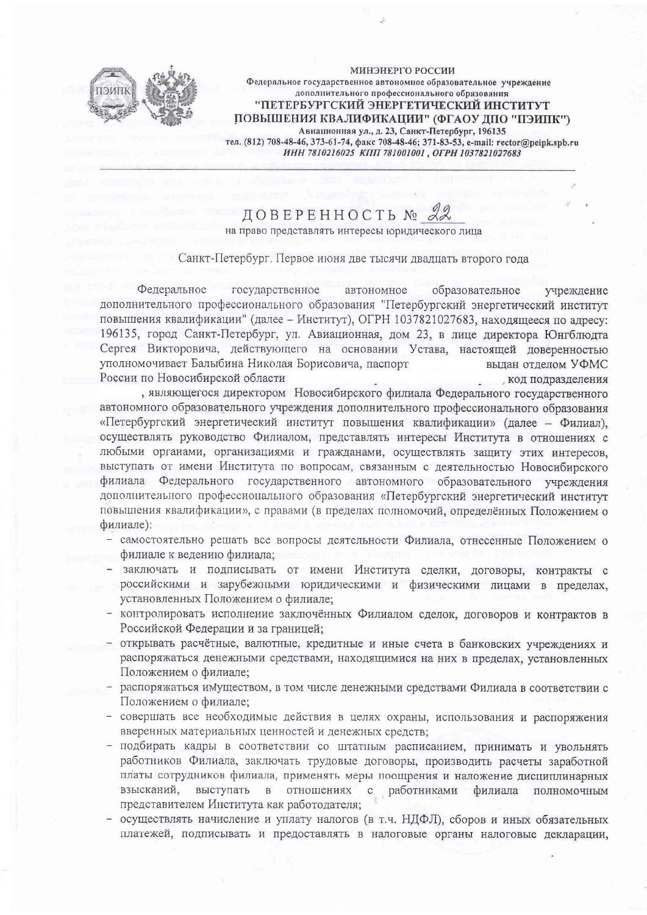МИНЭНЕРГО РОССИИ

Федеральное государственное автономное образовательное учреждение дополнительного профессионального образования

**"ПЕТЕРБУРГСКИЙ ЭНЕРГЕТИЧЕСКИЙ ИНСТИТУТ ПОВЫШЕНИЯ КВАЛИФИКАЦИИ" (ФГАОУ ДПО "ПЭИПК")**

Авиационная ул., д. 23, Санкт-Петербург, 196135

тел. (812) 708-48-46, 373-61-74, факс 708-48-46; 371-83-53, e-mail: rector@peipk.spb.ru

*ИНН 7810216025 КПП 781001001, ОГРН 1037821027683*

# ДОВЕРЕННОСТЬ № 22

на право представлять интересы юридического лица

Санкт-Петербург. Первое июня две тысячи двадцать второго года

Федеральное государственное автономное образовательное учреждение дополнительного профессионального образования "Петербургский энергетический институт повышения квалификации" (далее – Институт), ОГРН 1037821027683, находящееся по адресу: 196135, город Санкт-Петербург, ул. Авиационная, дом 23, в лице директора Юнгблюдта Сергея Викторовича, действующего на основании Устава, настоящей доверенностью уполномочивает Балыбина Николая Борисовича, паспорт выдан отделом УФМС России по Новосибирской области , код подразделения , являющегося директором Новосибирского филиала Федерального государственного автономного образовательного учреждения дополнительного профессионального образования «Петербургский энергетический институт повышения квалификации» (далее – Филиал), осуществлять руководство Филиалом, представлять интересы Института в отношениях с любыми органами, организациями и гражданами, осуществлять защиту этих интересов, выступать от имени Института по вопросам, связанным с деятельностью Новосибирского филиала Федерального государственного автономного образовательного учреждения дополнительного профессионального образования «Петербургский энергетический институт повышения квалификации», с правами (в пределах полномочий, определённых Положением о филиале):

- самостоятельно решать все вопросы деятельности Филиала, отнесенные Положением о филиале к ведению филиала;
- заключать и подписывать от имени Института сделки, договоры, контракты с российскими и зарубежными юридическими и физическими лицами в пределах, установленных Положением о филиале;
- контролировать исполнение заключённых Филиалом сделок, договоров и контрактов в Российской Федерации и за границей;
- открывать расчётные, валютные, кредитные и иные счета в банковских учреждениях и распоряжаться денежными средствами, находящимися на них в пределах, установленных Положением о филиале;
- распоряжаться имуществом, в том числе денежными средствами Филиала в соответствии с Положением о филиале;
- совершать все необходимые действия в целях охраны, использования и распоряжения вверенных материальных ценностей и денежных средств;
- подбирать кадры в соответствии со штатным расписанием, принимать и увольнять работников Филиала, заключать трудовые договоры, производить расчеты заработной платы сотрудников филиала, применять меры поощрения и наложение дисциплинарных взысканий, выступать в отношениях с работниками филиала полномочным представителем Института как работодателя;
- осуществлять начисление и уплату налогов (в т.ч. НДФЛ), сборов и иных обязательных платежей, подписывать и предоставлять в налоговые органы налоговые декларации,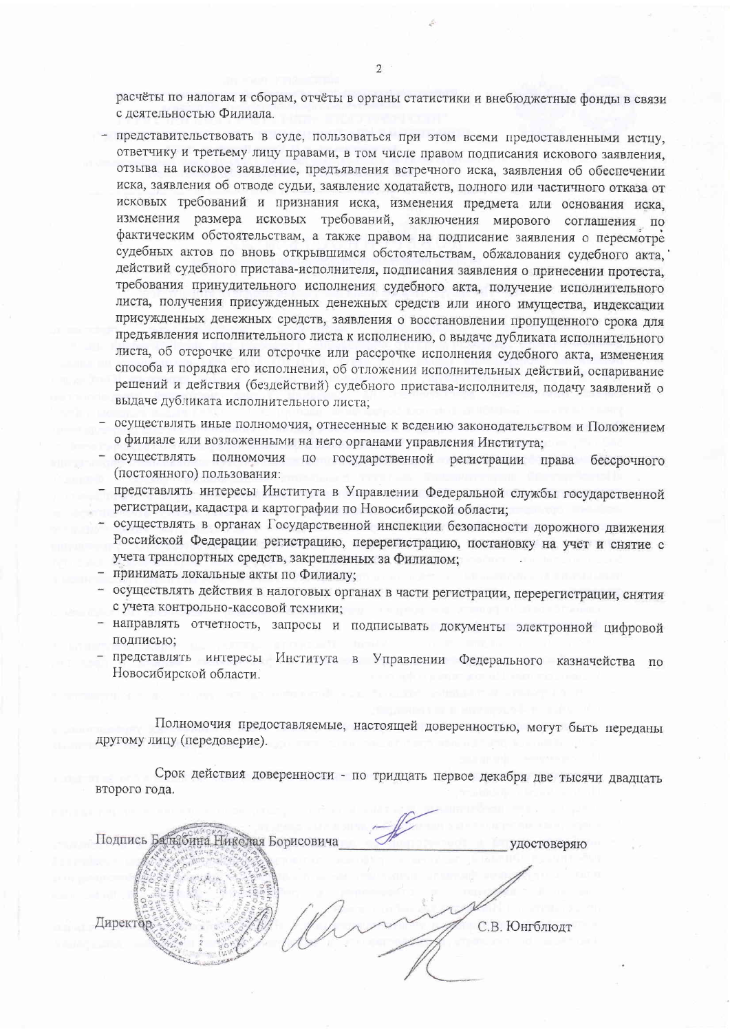расчёты по налогам и сборам, отчёты в органы статистики и внебюджетные фонды в связи с деятельностью Филиала.

- представительствовать в суде, пользоваться при этом всеми предоставленными истцу, ответчику и третьему лицу правами, в том числе правом подписания искового заявления, отзыва на исковое заявление, предъявления встречного иска, заявления об обеспечении иска, заявления об отводе судьи, заявление ходатайств, полного или частичного отказа от исковых требований и признания иска, изменения предмета или основания иска, изменения размера исковых требований, заключения мирового соглашения по фактическим обстоятельствам, а также правом на подписание заявления о пересмотре судебных актов по вновь открывшимся обстоятельствам, обжалования судебного акта, действий судебного пристава-исполнителя, подписания заявления о принесении протеста, требования принудительного исполнения судебного акта, получение исполнительного листа, получения присужденных денежных средств или иного имущества, индексации присужденных денежных средств, заявления о восстановлении пропущенного срока для предъявления исполнительного листа к исполнению, о выдаче дубликата исполнительного листа, об отсрочке или отсрочке или рассрочке исполнения судебного акта, изменения способа и порядка его исполнения, об отложении исполнительных действий, оспаривание решений и действия (бездействий) судебного пристава-исполнителя, подачу заявлений о выдаче дубликата исполнительного листа;
- осуществлять иные полномочия, отнесенные к ведению законодательством и Положением о филиале или возложенными на него органами управления Института;
- осуществлять полномочия по государственной регистрации права бессрочного (постоянного) пользования:
- представлять интересы Института в Управлении Федеральной службы государственной регистрации, кадастра и картографии по Новосибирской области;
- осуществлять в органах Государственной инспекции безопасности дорожного движения Российской Федерации регистрацию, перерегистрацию, постановку на учет и снятие с учета транспортных средств, закрепленных за Филиалом;
- принимать локальные акты по Филиалу;
- осуществлять действия в налоговых органах в части регистрации, перерегистрации, снятия с учета контрольно-кассовой техники;
- направлять отчетность, запросы и подписывать документы электронной цифровой подписью;
- представлять интересы Института в Управлении Федерального казначейства по Новосибирской области.

Полномочия предоставляемые, настоящей доверенностью, могут быть переданы другому лицу (передоверие).

Срок действия доверенности - по тридцать первое декабря две тысячи двадцать второго года.

Подпись Балыбина Николая Борисовича ____________________ удостоверяю

Директор С.В. Юнгблюдт